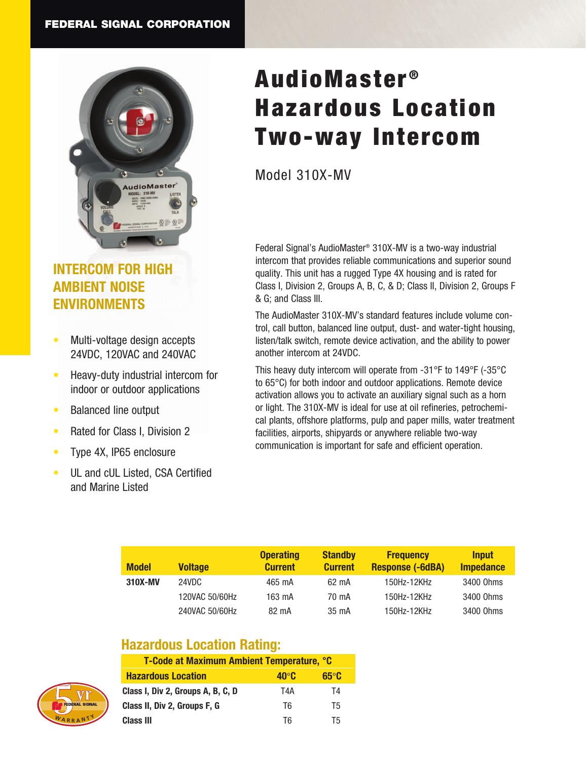FEDERAL SIGNAL CORPORATION

# AudioMaster® Hazardous Location Two-way Intercom

## Model 310X-MV

## INTERCOM FOR HIGH AMBIENT NOISE ENVIRONMENTS

- Multi-voltage design accepts 24VDC, 120VAC and 240VAC
- Heavy-duty industrial intercom for indoor or outdoor applications
- Balanced line output
- Rated for Class I, Division 2
- Type 4X, IP65 enclosure
- UL and cUL Listed, CSA Certified and Marine Listed

Federal Signal's AudioMaster® 310X-MV is a two-way industrial intercom that provides reliable communications and superior sound quality. This unit has a rugged Type 4X housing and is rated for Class I, Division 2, Groups A, B, C, & D; Class II, Division 2, Groups F & G; and Class III.

The AudioMaster 310X-MV's standard features include volume control, call button, balanced line output, dust- and water-tight housing, listen/talk switch, remote device activation, and the ability to power another intercom at 24VDC.

This heavy duty intercom will operate from -31°F to 149°F (-35°C to 65°C) for both indoor and outdoor applications. Remote device activation allows you to activate an auxiliary signal such as a horn or light. The 310X-MV is ideal for use at oil refineries, petrochemical plants, offshore platforms, pulp and paper mills, water treatment facilities, airports, shipyards or anywhere reliable two-way communication is important for safe and efficient operation.

| Model | Voltage | Operating Current | Standby Current | Frequency Response (-6dBA) | Input Impedance |
|---|---|---|---|---|---|
| **310X-MV** | 24VDC | 465 mA | 62 mA | 150Hz-12KHz | 3400 Ohms |
| | 120VAC 50/60Hz | 163 mA | 70 mA | 150Hz-12KHz | 3400 Ohms |
| | 240VAC 50/60Hz | 82 mA | 35 mA | 150Hz-12KHz | 3400 Ohms |

## Hazardous Location Rating:

| T-Code at Maximum Ambient Temperature, °C | | |
|---|---|---|
| **Hazardous Location** | **40°C** | **65°C** |
| **Class I, Div 2, Groups A, B, C, D** | T4A | T4 |
| **Class II, Div 2, Groups F, G** | T6 | T5 |
| **Class III** | T6 | T5 |

5 yr FEDERAL SIGNAL WARRANTY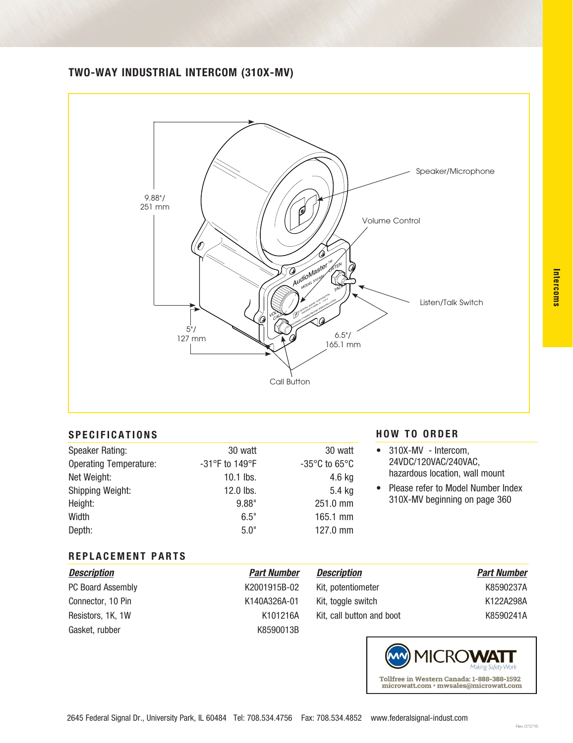## TWO-WAY INDUSTRIAL INTERCOM (310X-MV)

9.88"/
251 mm

Speaker/Microphone

Volume Control

Listen/Talk Switch

5"/
127 mm

6.5"/
165.1 mm

Call Button

### SPECIFICATIONS

| | | |
|---|---|---|
| Speaker Rating: | 30 watt | 30 watt |
| Operating Temperature: | -31°F to 149°F | -35°C to 65°C |
| Net Weight: | 10.1 lbs. | 4.6 kg |
| Shipping Weight: | 12.0 lbs. | 5.4 kg |
| Height: | 9.88" | 251.0 mm |
| Width | 6.5" | 165.1 mm |
| Depth: | 5.0" | 127.0 mm |

### HOW TO ORDER

- 310X-MV - Intercom, 24VDC/120VAC/240VAC, hazardous location, wall mount
- Please refer to Model Number Index 310X-MV beginning on page 360

### REPLACEMENT PARTS

| ***Description*** | ***Part Number*** | ***Description*** | ***Part Number*** |
|---|---|---|---|
| PC Board Assembly | K2001915B-02 | Kit, potentiometer | K8590237A |
| Connector, 10 Pin | K140A326A-01 | Kit, toggle switch | K122A298A |
| Resistors, 1K, 1W | K101216A | Kit, call button and boot | K8590241A |
| Gasket, rubber | K8590013B | | |

MICROWATT
Making Safety Work
Tollfree in Western Canada: 1-888-388-1592
microwatt.com • mwsales@microwatt.com

2645 Federal Signal Dr., University Park, IL 60484 Tel: 708.534.4756 Fax: 708.534.4852 www.federalsignal-indust.com

Rev. 072715